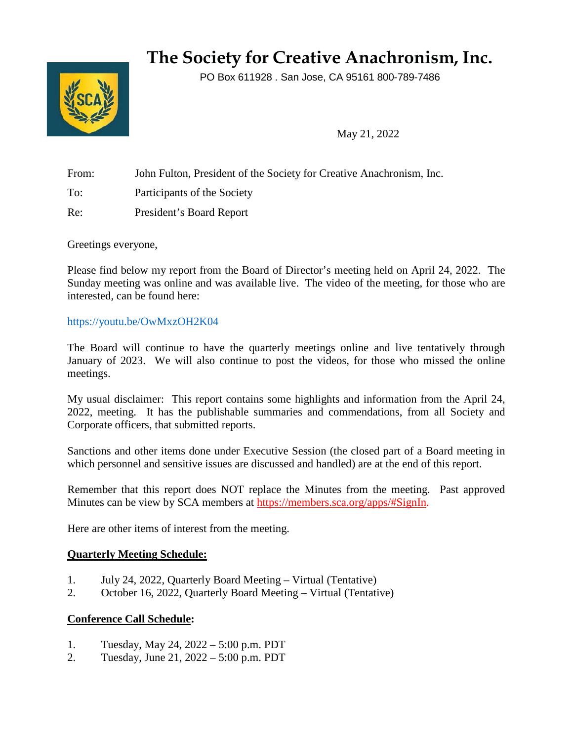# The Society for Creative Anachronism, Inc.

PO Box 611928 . San Jose, CA 95161 800-789-7486

May 21, 2022

From: John Fulton, President of the Society for Creative Anachronism, Inc.

To: Participants of the Society

Re: President's Board Report

Greetings everyone,

Please find below my report from the Board of Director's meeting held on April 24, 2022. The Sunday meeting was online and was available live. The video of the meeting, for those who are interested, can be found here:

https://youtu.be/OwMxzOH2K04

The Board will continue to have the quarterly meetings online and live tentatively through January of 2023. We will also continue to post the videos, for those who missed the online meetings.

My usual disclaimer: This report contains some highlights and information from the April 24, 2022, meeting. It has the publishable summaries and commendations, from all Society and Corporate officers, that submitted reports.

Sanctions and other items done under Executive Session (the closed part of a Board meeting in which personnel and sensitive issues are discussed and handled) are at the end of this report.

Remember that this report does NOT replace the Minutes from the meeting. Past approved Minutes can be view by SCA members at https://members.sca.org/apps/#SignIn.

Here are other items of interest from the meeting.

**Quarterly Meeting Schedule:**

1. July 24, 2022, Quarterly Board Meeting – Virtual (Tentative)
2. October 16, 2022, Quarterly Board Meeting – Virtual (Tentative)

**Conference Call Schedule:**

1. Tuesday, May 24, 2022 – 5:00 p.m. PDT
2. Tuesday, June 21, 2022 – 5:00 p.m. PDT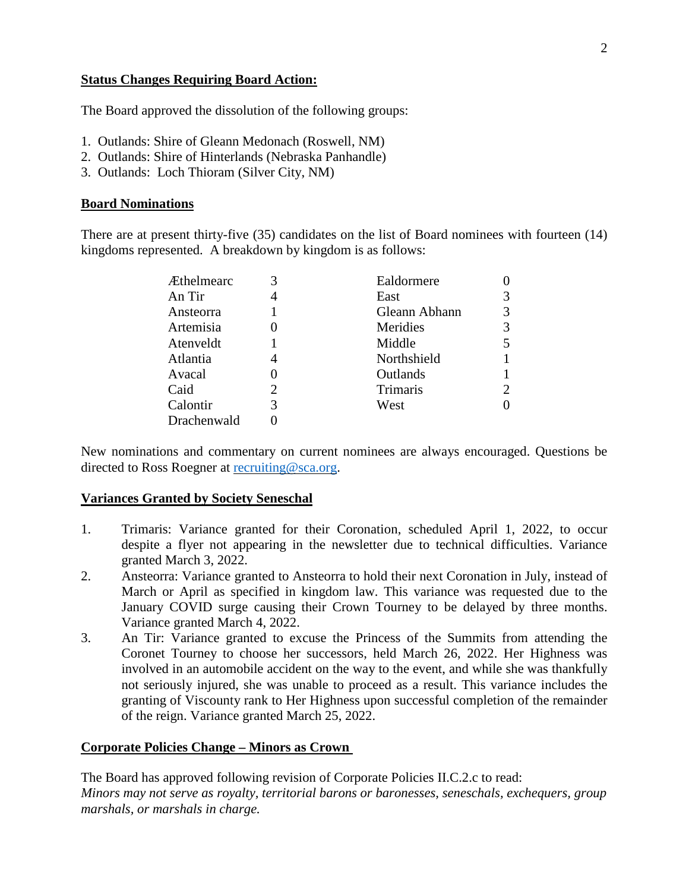**Status Changes Requiring Board Action:**

The Board approved the dissolution of the following groups:

1. Outlands: Shire of Gleann Medonach (Roswell, NM)
2. Outlands: Shire of Hinterlands (Nebraska Panhandle)
3. Outlands: Loch Thioram (Silver City, NM)

**Board Nominations**

There are at present thirty-five (35) candidates on the list of Board nominees with fourteen (14) kingdoms represented. A breakdown by kingdom is as follows:

| | | | |
|---|---|---|---|
| Æthelmearc | 3 | Ealdormere | 0 |
| An Tir | 4 | East | 3 |
| Ansteorra | 1 | Gleann Abhann | 3 |
| Artemisia | 0 | Meridies | 3 |
| Atenveldt | 1 | Middle | 5 |
| Atlantia | 4 | Northshield | 1 |
| Avacal | 0 | Outlands | 1 |
| Caid | 2 | Trimaris | 2 |
| Calontir | 3 | West | 0 |
| Drachenwald | 0 | | |

New nominations and commentary on current nominees are always encouraged. Questions be directed to Ross Roegner at recruiting@sca.org.

**Variances Granted by Society Seneschal**

1. Trimaris: Variance granted for their Coronation, scheduled April 1, 2022, to occur despite a flyer not appearing in the newsletter due to technical difficulties. Variance granted March 3, 2022.
2. Ansteorra: Variance granted to Ansteorra to hold their next Coronation in July, instead of March or April as specified in kingdom law. This variance was requested due to the January COVID surge causing their Crown Tourney to be delayed by three months. Variance granted March 4, 2022.
3. An Tir: Variance granted to excuse the Princess of the Summits from attending the Coronet Tourney to choose her successors, held March 26, 2022. Her Highness was involved in an automobile accident on the way to the event, and while she was thankfully not seriously injured, she was unable to proceed as a result. This variance includes the granting of Viscounty rank to Her Highness upon successful completion of the remainder of the reign. Variance granted March 25, 2022.

**Corporate Policies Change – Minors as Crown**

The Board has approved following revision of Corporate Policies II.C.2.c to read:
*Minors may not serve as royalty, territorial barons or baronesses, seneschals, exchequers, group marshals, or marshals in charge.*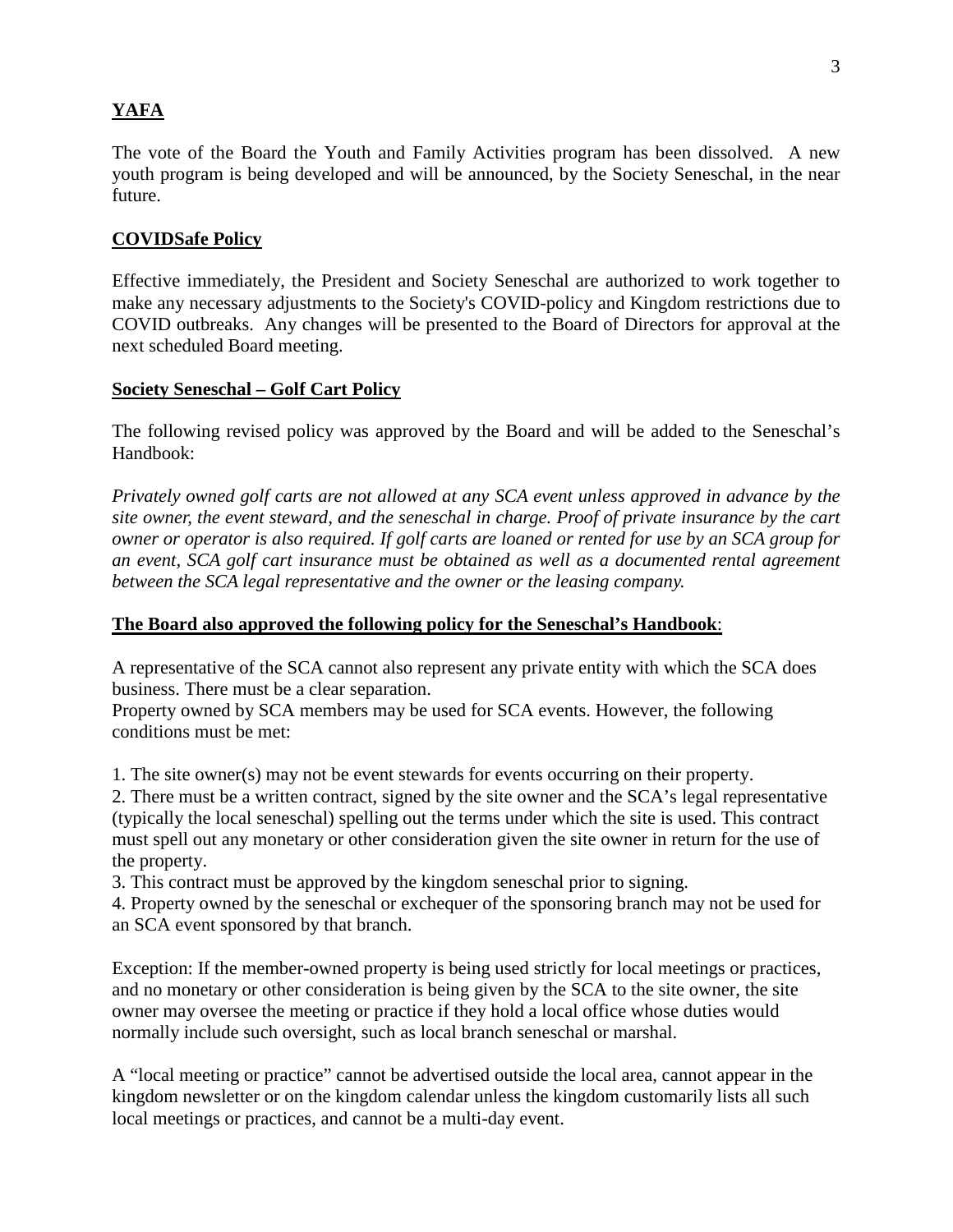## YAFA

The vote of the Board the Youth and Family Activities program has been dissolved. A new youth program is being developed and will be announced, by the Society Seneschal, in the near future.

## COVIDSafe Policy

Effective immediately, the President and Society Seneschal are authorized to work together to make any necessary adjustments to the Society's COVID-policy and Kingdom restrictions due to COVID outbreaks. Any changes will be presented to the Board of Directors for approval at the next scheduled Board meeting.

## Society Seneschal – Golf Cart Policy

The following revised policy was approved by the Board and will be added to the Seneschal's Handbook:

*Privately owned golf carts are not allowed at any SCA event unless approved in advance by the site owner, the event steward, and the seneschal in charge. Proof of private insurance by the cart owner or operator is also required. If golf carts are loaned or rented for use by an SCA group for an event, SCA golf cart insurance must be obtained as well as a documented rental agreement between the SCA legal representative and the owner or the leasing company.*

## The Board also approved the following policy for the Seneschal's Handbook:

A representative of the SCA cannot also represent any private entity with which the SCA does business. There must be a clear separation.
Property owned by SCA members may be used for SCA events. However, the following conditions must be met:

1. The site owner(s) may not be event stewards for events occurring on their property.
2. There must be a written contract, signed by the site owner and the SCA's legal representative (typically the local seneschal) spelling out the terms under which the site is used. This contract must spell out any monetary or other consideration given the site owner in return for the use of the property.
3. This contract must be approved by the kingdom seneschal prior to signing.
4. Property owned by the seneschal or exchequer of the sponsoring branch may not be used for an SCA event sponsored by that branch.

Exception: If the member-owned property is being used strictly for local meetings or practices, and no monetary or other consideration is being given by the SCA to the site owner, the site owner may oversee the meeting or practice if they hold a local office whose duties would normally include such oversight, such as local branch seneschal or marshal.

A "local meeting or practice" cannot be advertised outside the local area, cannot appear in the kingdom newsletter or on the kingdom calendar unless the kingdom customarily lists all such local meetings or practices, and cannot be a multi-day event.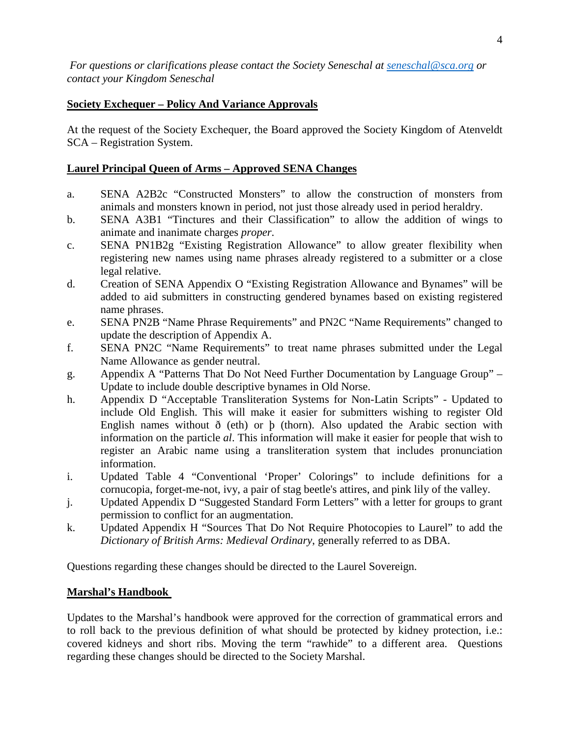*For questions or clarifications please contact the Society Seneschal at [seneschal@sca.org](mailto:seneschal@sca.org) or contact your Kingdom Seneschal*

## Society Exchequer – Policy And Variance Approvals

At the request of the Society Exchequer, the Board approved the Society Kingdom of Atenveldt SCA – Registration System.

## Laurel Principal Queen of Arms – Approved SENA Changes

a. SENA A2B2c "Constructed Monsters" to allow the construction of monsters from animals and monsters known in period, not just those already used in period heraldry.

b. SENA A3B1 "Tinctures and their Classification" to allow the addition of wings to animate and inanimate charges *proper*.

c. SENA PN1B2g "Existing Registration Allowance" to allow greater flexibility when registering new names using name phrases already registered to a submitter or a close legal relative.

d. Creation of SENA Appendix O "Existing Registration Allowance and Bynames" will be added to aid submitters in constructing gendered bynames based on existing registered name phrases.

e. SENA PN2B "Name Phrase Requirements" and PN2C "Name Requirements" changed to update the description of Appendix A.

f. SENA PN2C "Name Requirements" to treat name phrases submitted under the Legal Name Allowance as gender neutral.

g. Appendix A "Patterns That Do Not Need Further Documentation by Language Group" – Update to include double descriptive bynames in Old Norse.

h. Appendix D "Acceptable Transliteration Systems for Non-Latin Scripts" - Updated to include Old English. This will make it easier for submitters wishing to register Old English names without ð (eth) or þ (thorn). Also updated the Arabic section with information on the particle *al*. This information will make it easier for people that wish to register an Arabic name using a transliteration system that includes pronunciation information.

i. Updated Table 4 "Conventional 'Proper' Colorings" to include definitions for a cornucopia, forget-me-not, ivy, a pair of stag beetle's attires, and pink lily of the valley.

j. Updated Appendix D "Suggested Standard Form Letters" with a letter for groups to grant permission to conflict for an augmentation.

k. Updated Appendix H "Sources That Do Not Require Photocopies to Laurel" to add the *Dictionary of British Arms: Medieval Ordinary*, generally referred to as DBA.

Questions regarding these changes should be directed to the Laurel Sovereign.

## Marshal's Handbook

Updates to the Marshal's handbook were approved for the correction of grammatical errors and to roll back to the previous definition of what should be protected by kidney protection, i.e.: covered kidneys and short ribs. Moving the term "rawhide" to a different area. Questions regarding these changes should be directed to the Society Marshal.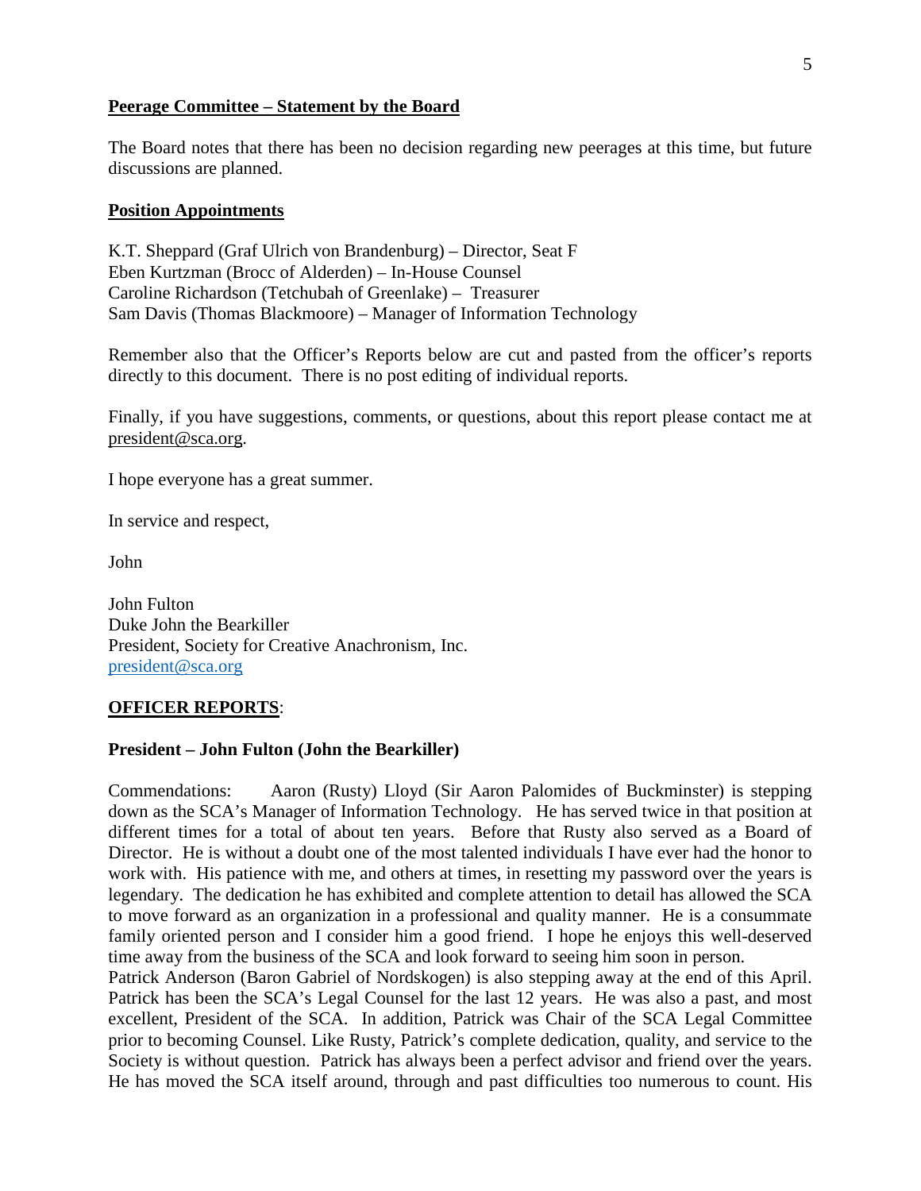**Peerage Committee – Statement by the Board**

The Board notes that there has been no decision regarding new peerages at this time, but future discussions are planned.

**Position Appointments**

K.T. Sheppard (Graf Ulrich von Brandenburg) – Director, Seat F
Eben Kurtzman (Brocc of Alderden) – In-House Counsel
Caroline Richardson (Tetchubah of Greenlake) – Treasurer
Sam Davis (Thomas Blackmoore) – Manager of Information Technology

Remember also that the Officer's Reports below are cut and pasted from the officer's reports directly to this document. There is no post editing of individual reports.

Finally, if you have suggestions, comments, or questions, about this report please contact me at president@sca.org.

I hope everyone has a great summer.

In service and respect,

John

John Fulton
Duke John the Bearkiller
President, Society for Creative Anachronism, Inc.
president@sca.org

**OFFICER REPORTS**:

**President – John Fulton (John the Bearkiller)**

Commendations: Aaron (Rusty) Lloyd (Sir Aaron Palomides of Buckminster) is stepping down as the SCA's Manager of Information Technology. He has served twice in that position at different times for a total of about ten years. Before that Rusty also served as a Board of Director. He is without a doubt one of the most talented individuals I have ever had the honor to work with. His patience with me, and others at times, in resetting my password over the years is legendary. The dedication he has exhibited and complete attention to detail has allowed the SCA to move forward as an organization in a professional and quality manner. He is a consummate family oriented person and I consider him a good friend. I hope he enjoys this well-deserved time away from the business of the SCA and look forward to seeing him soon in person.

Patrick Anderson (Baron Gabriel of Nordskogen) is also stepping away at the end of this April. Patrick has been the SCA's Legal Counsel for the last 12 years. He was also a past, and most excellent, President of the SCA. In addition, Patrick was Chair of the SCA Legal Committee prior to becoming Counsel. Like Rusty, Patrick's complete dedication, quality, and service to the Society is without question. Patrick has always been a perfect advisor and friend over the years. He has moved the SCA itself around, through and past difficulties too numerous to count. His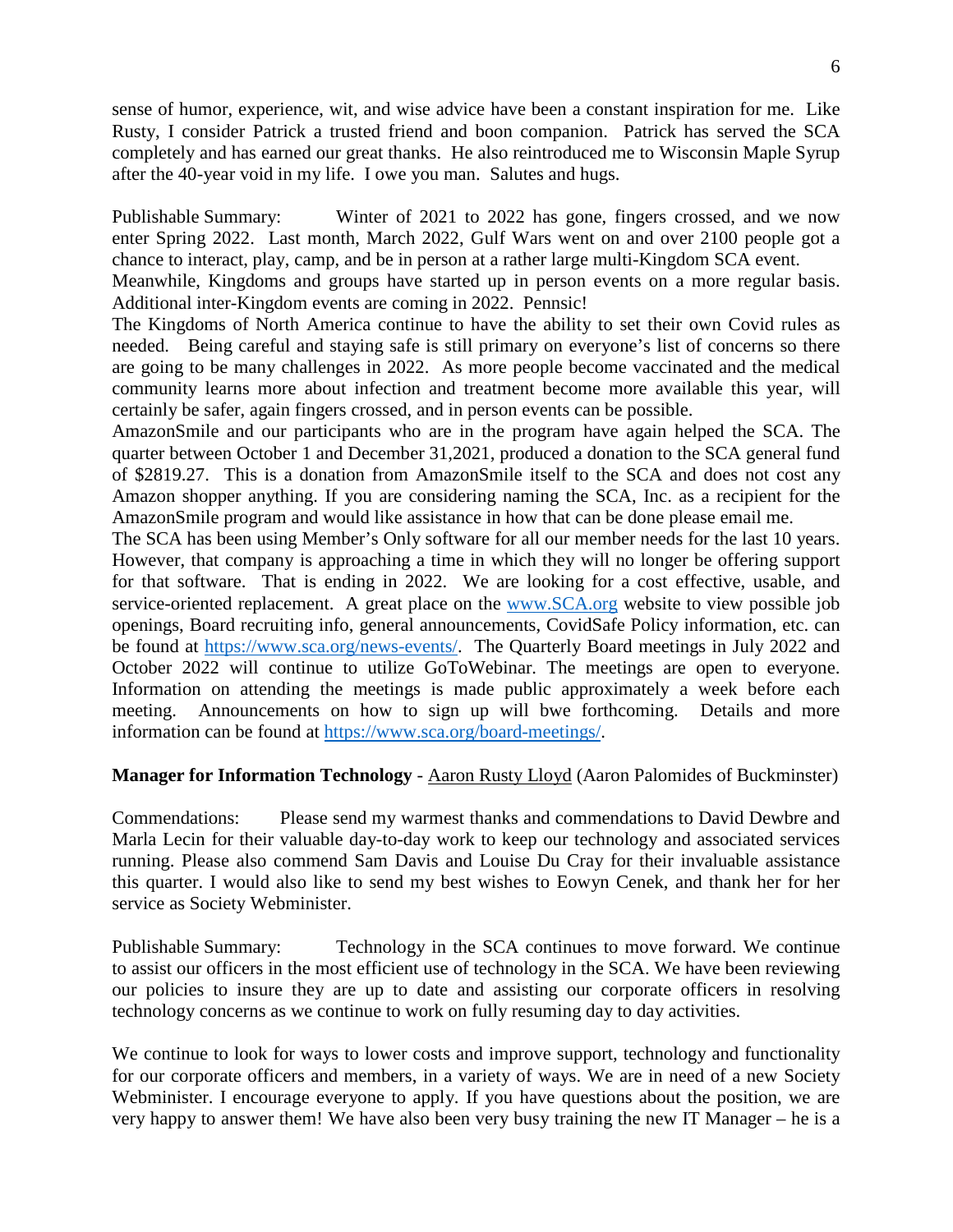sense of humor, experience, wit, and wise advice have been a constant inspiration for me. Like Rusty, I consider Patrick a trusted friend and boon companion. Patrick has served the SCA completely and has earned our great thanks. He also reintroduced me to Wisconsin Maple Syrup after the 40-year void in my life. I owe you man. Salutes and hugs.

Publishable Summary: Winter of 2021 to 2022 has gone, fingers crossed, and we now enter Spring 2022. Last month, March 2022, Gulf Wars went on and over 2100 people got a chance to interact, play, camp, and be in person at a rather large multi-Kingdom SCA event.
Meanwhile, Kingdoms and groups have started up in person events on a more regular basis. Additional inter-Kingdom events are coming in 2022. Pennsic!
The Kingdoms of North America continue to have the ability to set their own Covid rules as needed. Being careful and staying safe is still primary on everyone's list of concerns so there are going to be many challenges in 2022. As more people become vaccinated and the medical community learns more about infection and treatment become more available this year, will certainly be safer, again fingers crossed, and in person events can be possible.
AmazonSmile and our participants who are in the program have again helped the SCA. The quarter between October 1 and December 31,2021, produced a donation to the SCA general fund of $2819.27. This is a donation from AmazonSmile itself to the SCA and does not cost any Amazon shopper anything. If you are considering naming the SCA, Inc. as a recipient for the AmazonSmile program and would like assistance in how that can be done please email me.
The SCA has been using Member's Only software for all our member needs for the last 10 years. However, that company is approaching a time in which they will no longer be offering support for that software. That is ending in 2022. We are looking for a cost effective, usable, and service-oriented replacement. A great place on the www.SCA.org website to view possible job openings, Board recruiting info, general announcements, CovidSafe Policy information, etc. can be found at https://www.sca.org/news-events/. The Quarterly Board meetings in July 2022 and October 2022 will continue to utilize GoToWebinar. The meetings are open to everyone. Information on attending the meetings is made public approximately a week before each meeting. Announcements on how to sign up will bwe forthcoming. Details and more information can be found at https://www.sca.org/board-meetings/.

**Manager for Information Technology** - Aaron Rusty Lloyd (Aaron Palomides of Buckminster)

Commendations: Please send my warmest thanks and commendations to David Dewbre and Marla Lecin for their valuable day-to-day work to keep our technology and associated services running. Please also commend Sam Davis and Louise Du Cray for their invaluable assistance this quarter. I would also like to send my best wishes to Eowyn Cenek, and thank her for her service as Society Webminister.

Publishable Summary: Technology in the SCA continues to move forward. We continue to assist our officers in the most efficient use of technology in the SCA. We have been reviewing our policies to insure they are up to date and assisting our corporate officers in resolving technology concerns as we continue to work on fully resuming day to day activities.

We continue to look for ways to lower costs and improve support, technology and functionality for our corporate officers and members, in a variety of ways. We are in need of a new Society Webminister. I encourage everyone to apply. If you have questions about the position, we are very happy to answer them! We have also been very busy training the new IT Manager – he is a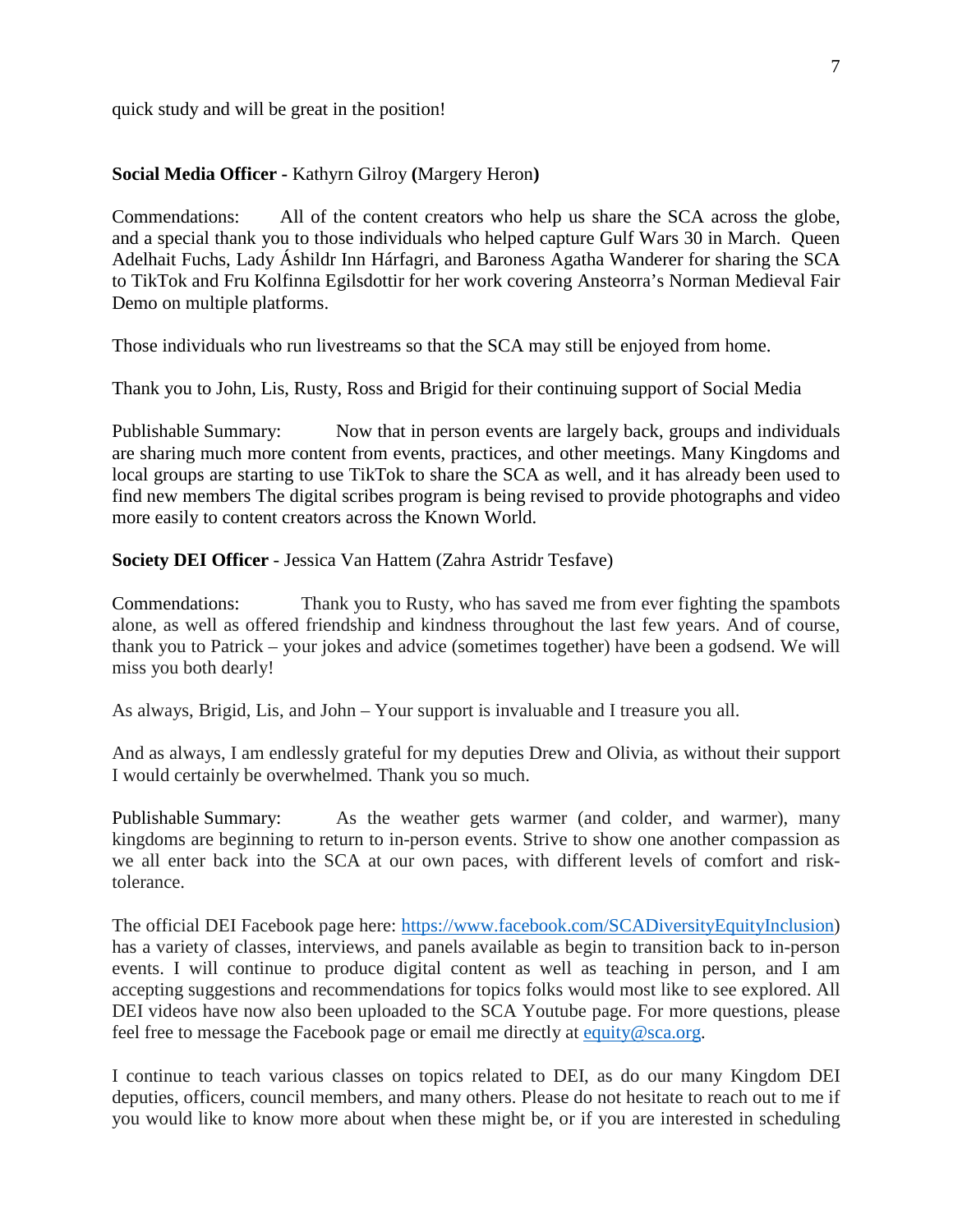quick study and will be great in the position!

**Social Media Officer -** Kathyrn Gilroy **(**Margery Heron**)**

Commendations: All of the content creators who help us share the SCA across the globe, and a special thank you to those individuals who helped capture Gulf Wars 30 in March. Queen Adelhait Fuchs, Lady Áshildr Inn Hárfagri, and Baroness Agatha Wanderer for sharing the SCA to TikTok and Fru Kolfinna Egilsdottir for her work covering Ansteorra's Norman Medieval Fair Demo on multiple platforms.

Those individuals who run livestreams so that the SCA may still be enjoyed from home.

Thank you to John, Lis, Rusty, Ross and Brigid for their continuing support of Social Media

Publishable Summary: Now that in person events are largely back, groups and individuals are sharing much more content from events, practices, and other meetings. Many Kingdoms and local groups are starting to use TikTok to share the SCA as well, and it has already been used to find new members The digital scribes program is being revised to provide photographs and video more easily to content creators across the Known World.

**Society DEI Officer** - Jessica Van Hattem (Zahra Astridr Tesfave)

Commendations: Thank you to Rusty, who has saved me from ever fighting the spambots alone, as well as offered friendship and kindness throughout the last few years. And of course, thank you to Patrick – your jokes and advice (sometimes together) have been a godsend. We will miss you both dearly!

As always, Brigid, Lis, and John – Your support is invaluable and I treasure you all.

And as always, I am endlessly grateful for my deputies Drew and Olivia, as without their support I would certainly be overwhelmed. Thank you so much.

Publishable Summary: As the weather gets warmer (and colder, and warmer), many kingdoms are beginning to return to in-person events. Strive to show one another compassion as we all enter back into the SCA at our own paces, with different levels of comfort and risk-tolerance.

The official DEI Facebook page here: [https://www.facebook.com/SCADiversityEquityInclusion](https://www.facebook.com/SCADiversityEquityInclusion)) has a variety of classes, interviews, and panels available as begin to transition back to in-person events. I will continue to produce digital content as well as teaching in person, and I am accepting suggestions and recommendations for topics folks would most like to see explored. All DEI videos have now also been uploaded to the SCA Youtube page. For more questions, please feel free to message the Facebook page or email me directly at [equity@sca.org](mailto:equity@sca.org).

I continue to teach various classes on topics related to DEI, as do our many Kingdom DEI deputies, officers, council members, and many others. Please do not hesitate to reach out to me if you would like to know more about when these might be, or if you are interested in scheduling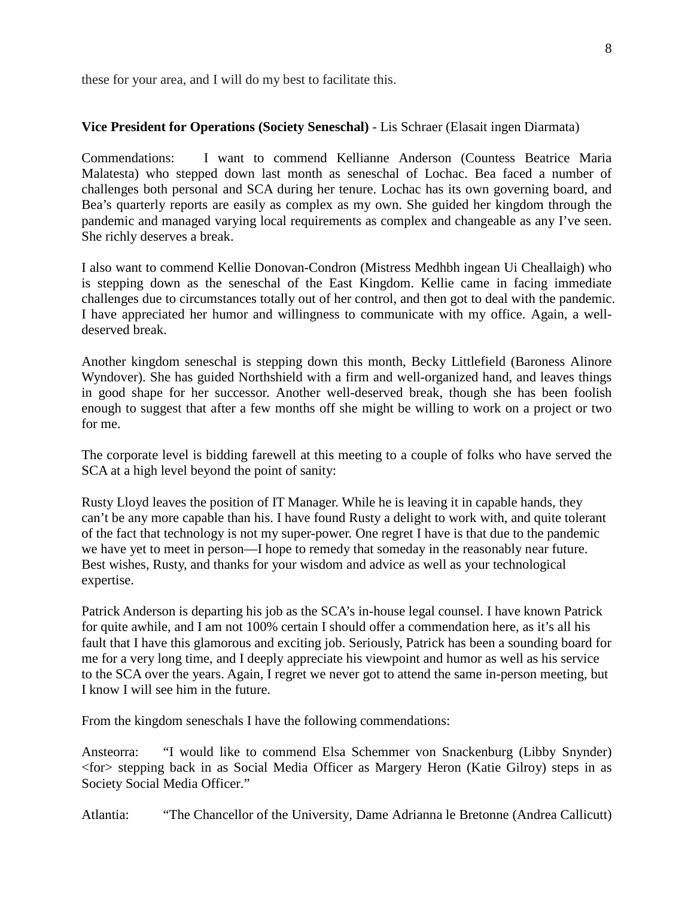these for your area, and I will do my best to facilitate this.

**Vice President for Operations (Society Seneschal)** - Lis Schraer (Elasait ingen Diarmata)

Commendations: I want to commend Kellianne Anderson (Countess Beatrice Maria Malatesta) who stepped down last month as seneschal of Lochac. Bea faced a number of challenges both personal and SCA during her tenure. Lochac has its own governing board, and Bea's quarterly reports are easily as complex as my own. She guided her kingdom through the pandemic and managed varying local requirements as complex and changeable as any I've seen. She richly deserves a break.

I also want to commend Kellie Donovan-Condron (Mistress Medhbh ingean Ui Cheallaigh) who is stepping down as the seneschal of the East Kingdom. Kellie came in facing immediate challenges due to circumstances totally out of her control, and then got to deal with the pandemic. I have appreciated her humor and willingness to communicate with my office. Again, a well-deserved break.

Another kingdom seneschal is stepping down this month, Becky Littlefield (Baroness Alinore Wyndover). She has guided Northshield with a firm and well-organized hand, and leaves things in good shape for her successor. Another well-deserved break, though she has been foolish enough to suggest that after a few months off she might be willing to work on a project or two for me.

The corporate level is bidding farewell at this meeting to a couple of folks who have served the SCA at a high level beyond the point of sanity:

Rusty Lloyd leaves the position of IT Manager. While he is leaving it in capable hands, they can't be any more capable than his. I have found Rusty a delight to work with, and quite tolerant of the fact that technology is not my super-power. One regret I have is that due to the pandemic we have yet to meet in person—I hope to remedy that someday in the reasonably near future. Best wishes, Rusty, and thanks for your wisdom and advice as well as your technological expertise.

Patrick Anderson is departing his job as the SCA's in-house legal counsel. I have known Patrick for quite awhile, and I am not 100% certain I should offer a commendation here, as it's all his fault that I have this glamorous and exciting job. Seriously, Patrick has been a sounding board for me for a very long time, and I deeply appreciate his viewpoint and humor as well as his service to the SCA over the years. Again, I regret we never got to attend the same in-person meeting, but I know I will see him in the future.

From the kingdom seneschals I have the following commendations:

Ansteorra: "I would like to commend Elsa Schemmer von Snackenburg (Libby Snynder) <for> stepping back in as Social Media Officer as Margery Heron (Katie Gilroy) steps in as Society Social Media Officer."

Atlantia: "The Chancellor of the University, Dame Adrianna le Bretonne (Andrea Callicutt)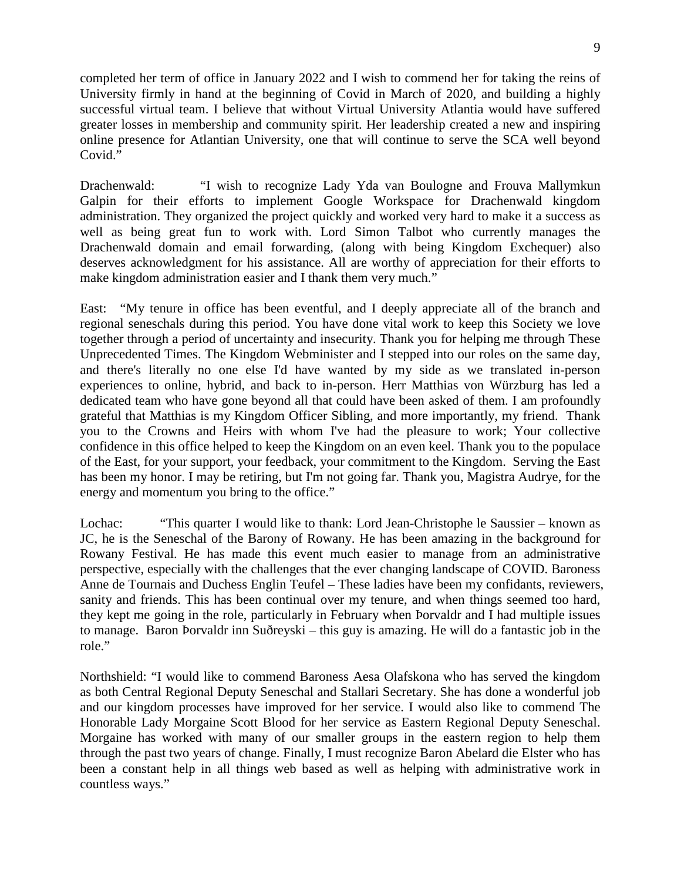completed her term of office in January 2022 and I wish to commend her for taking the reins of University firmly in hand at the beginning of Covid in March of 2020, and building a highly successful virtual team. I believe that without Virtual University Atlantia would have suffered greater losses in membership and community spirit. Her leadership created a new and inspiring online presence for Atlantian University, one that will continue to serve the SCA well beyond Covid."

Drachenwald: "I wish to recognize Lady Yda van Boulogne and Frouva Mallymkun Galpin for their efforts to implement Google Workspace for Drachenwald kingdom administration. They organized the project quickly and worked very hard to make it a success as well as being great fun to work with. Lord Simon Talbot who currently manages the Drachenwald domain and email forwarding, (along with being Kingdom Exchequer) also deserves acknowledgment for his assistance. All are worthy of appreciation for their efforts to make kingdom administration easier and I thank them very much."

East: "My tenure in office has been eventful, and I deeply appreciate all of the branch and regional seneschals during this period. You have done vital work to keep this Society we love together through a period of uncertainty and insecurity. Thank you for helping me through These Unprecedented Times. The Kingdom Webminister and I stepped into our roles on the same day, and there's literally no one else I'd have wanted by my side as we translated in-person experiences to online, hybrid, and back to in-person. Herr Matthias von Würzburg has led a dedicated team who have gone beyond all that could have been asked of them. I am profoundly grateful that Matthias is my Kingdom Officer Sibling, and more importantly, my friend. Thank you to the Crowns and Heirs with whom I've had the pleasure to work; Your collective confidence in this office helped to keep the Kingdom on an even keel. Thank you to the populace of the East, for your support, your feedback, your commitment to the Kingdom. Serving the East has been my honor. I may be retiring, but I'm not going far. Thank you, Magistra Audrye, for the energy and momentum you bring to the office."

Lochac: "This quarter I would like to thank: Lord Jean-Christophe le Saussier – known as JC, he is the Seneschal of the Barony of Rowany. He has been amazing in the background for Rowany Festival. He has made this event much easier to manage from an administrative perspective, especially with the challenges that the ever changing landscape of COVID. Baroness Anne de Tournais and Duchess Englin Teufel – These ladies have been my confidants, reviewers, sanity and friends. This has been continual over my tenure, and when things seemed too hard, they kept me going in the role, particularly in February when Þorvaldr and I had multiple issues to manage. Baron Þorvaldr inn Suðreyski – this guy is amazing. He will do a fantastic job in the role."

Northshield: "I would like to commend Baroness Aesa Olafskona who has served the kingdom as both Central Regional Deputy Seneschal and Stallari Secretary. She has done a wonderful job and our kingdom processes have improved for her service. I would also like to commend The Honorable Lady Morgaine Scott Blood for her service as Eastern Regional Deputy Seneschal. Morgaine has worked with many of our smaller groups in the eastern region to help them through the past two years of change. Finally, I must recognize Baron Abelard die Elster who has been a constant help in all things web based as well as helping with administrative work in countless ways."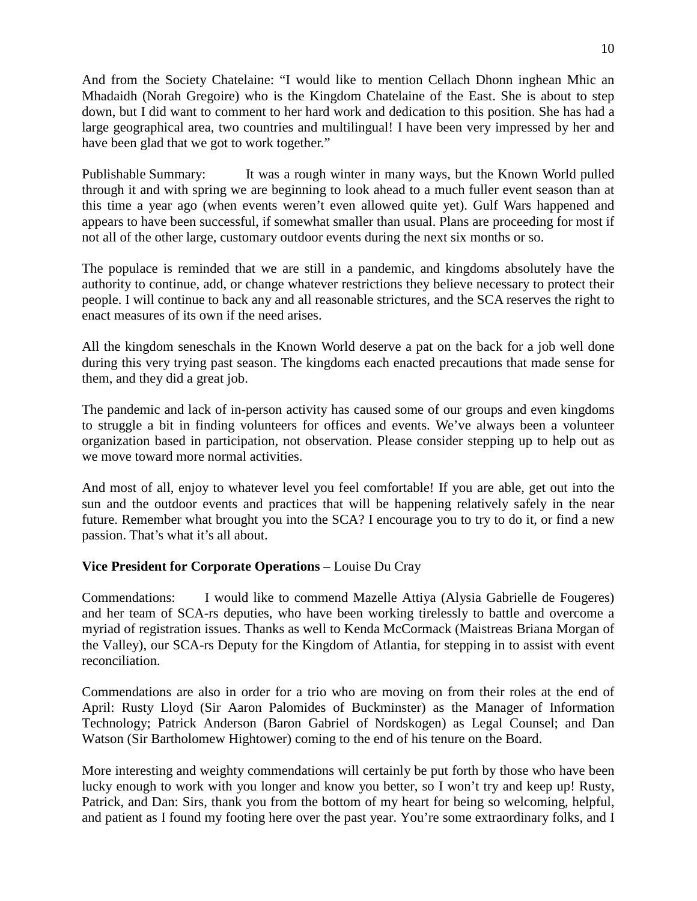And from the Society Chatelaine: "I would like to mention Cellach Dhonn inghean Mhic an Mhadaidh (Norah Gregoire) who is the Kingdom Chatelaine of the East. She is about to step down, but I did want to comment to her hard work and dedication to this position. She has had a large geographical area, two countries and multilingual! I have been very impressed by her and have been glad that we got to work together."

Publishable Summary: It was a rough winter in many ways, but the Known World pulled through it and with spring we are beginning to look ahead to a much fuller event season than at this time a year ago (when events weren't even allowed quite yet). Gulf Wars happened and appears to have been successful, if somewhat smaller than usual. Plans are proceeding for most if not all of the other large, customary outdoor events during the next six months or so.

The populace is reminded that we are still in a pandemic, and kingdoms absolutely have the authority to continue, add, or change whatever restrictions they believe necessary to protect their people. I will continue to back any and all reasonable strictures, and the SCA reserves the right to enact measures of its own if the need arises.

All the kingdom seneschals in the Known World deserve a pat on the back for a job well done during this very trying past season. The kingdoms each enacted precautions that made sense for them, and they did a great job.

The pandemic and lack of in-person activity has caused some of our groups and even kingdoms to struggle a bit in finding volunteers for offices and events. We've always been a volunteer organization based in participation, not observation. Please consider stepping up to help out as we move toward more normal activities.

And most of all, enjoy to whatever level you feel comfortable! If you are able, get out into the sun and the outdoor events and practices that will be happening relatively safely in the near future. Remember what brought you into the SCA? I encourage you to try to do it, or find a new passion. That's what it's all about.

**Vice President for Corporate Operations** – Louise Du Cray

Commendations: I would like to commend Mazelle Attiya (Alysia Gabrielle de Fougeres) and her team of SCA-rs deputies, who have been working tirelessly to battle and overcome a myriad of registration issues. Thanks as well to Kenda McCormack (Maistreas Briana Morgan of the Valley), our SCA-rs Deputy for the Kingdom of Atlantia, for stepping in to assist with event reconciliation.

Commendations are also in order for a trio who are moving on from their roles at the end of April: Rusty Lloyd (Sir Aaron Palomides of Buckminster) as the Manager of Information Technology; Patrick Anderson (Baron Gabriel of Nordskogen) as Legal Counsel; and Dan Watson (Sir Bartholomew Hightower) coming to the end of his tenure on the Board.

More interesting and weighty commendations will certainly be put forth by those who have been lucky enough to work with you longer and know you better, so I won't try and keep up! Rusty, Patrick, and Dan: Sirs, thank you from the bottom of my heart for being so welcoming, helpful, and patient as I found my footing here over the past year. You're some extraordinary folks, and I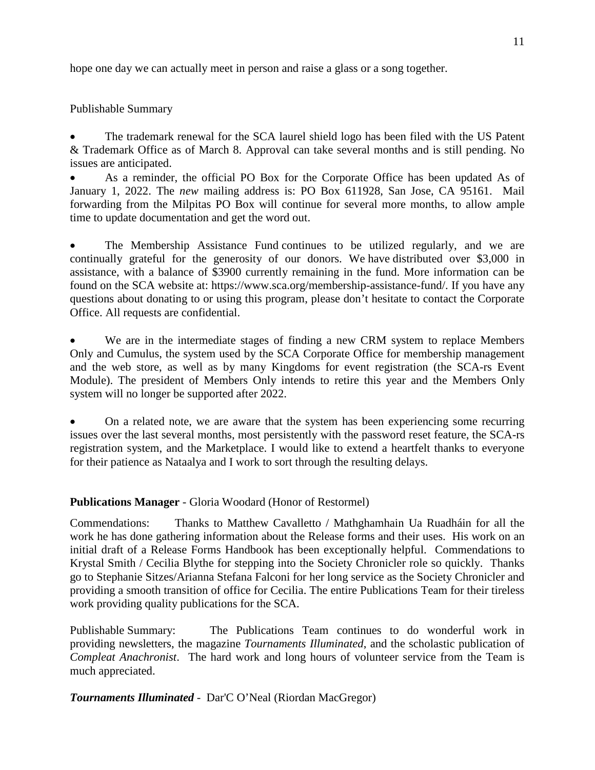hope one day we can actually meet in person and raise a glass or a song together.

Publishable Summary

- The trademark renewal for the SCA laurel shield logo has been filed with the US Patent & Trademark Office as of March 8. Approval can take several months and is still pending. No issues are anticipated.
- As a reminder, the official PO Box for the Corporate Office has been updated As of January 1, 2022. The *new* mailing address is: PO Box 611928, San Jose, CA 95161. Mail forwarding from the Milpitas PO Box will continue for several more months, to allow ample time to update documentation and get the word out.
- The Membership Assistance Fund continues to be utilized regularly, and we are continually grateful for the generosity of our donors. We have distributed over $3,000 in assistance, with a balance of $3900 currently remaining in the fund. More information can be found on the SCA website at: https://www.sca.org/membership-assistance-fund/. If you have any questions about donating to or using this program, please don't hesitate to contact the Corporate Office. All requests are confidential.
- We are in the intermediate stages of finding a new CRM system to replace Members Only and Cumulus, the system used by the SCA Corporate Office for membership management and the web store, as well as by many Kingdoms for event registration (the SCA-rs Event Module). The president of Members Only intends to retire this year and the Members Only system will no longer be supported after 2022.
- On a related note, we are aware that the system has been experiencing some recurring issues over the last several months, most persistently with the password reset feature, the SCA-rs registration system, and the Marketplace. I would like to extend a heartfelt thanks to everyone for their patience as Nataalya and I work to sort through the resulting delays.

**Publications Manager** - Gloria Woodard (Honor of Restormel)

Commendations: Thanks to Matthew Cavalletto / Mathghamhain Ua Ruadháin for all the work he has done gathering information about the Release forms and their uses. His work on an initial draft of a Release Forms Handbook has been exceptionally helpful. Commendations to Krystal Smith / Cecilia Blythe for stepping into the Society Chronicler role so quickly. Thanks go to Stephanie Sitzes/Arianna Stefana Falconi for her long service as the Society Chronicler and providing a smooth transition of office for Cecilia. The entire Publications Team for their tireless work providing quality publications for the SCA.

Publishable Summary: The Publications Team continues to do wonderful work in providing newsletters, the magazine *Tournaments Illuminated*, and the scholastic publication of *Compleat Anachronist*. The hard work and long hours of volunteer service from the Team is much appreciated.

***Tournaments Illuminated*** - Dar'C O'Neal (Riordan MacGregor)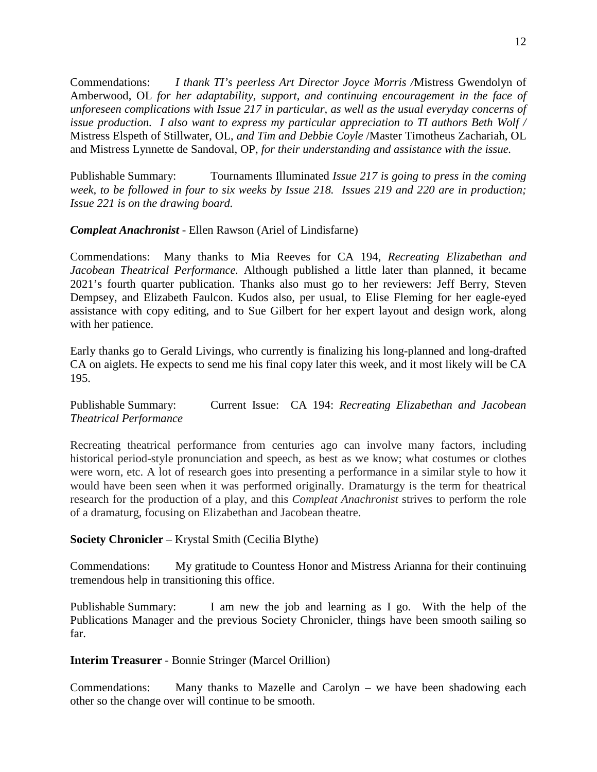Commendations: *I thank TI's peerless Art Director Joyce Morris /*Mistress Gwendolyn of Amberwood, OL *for her adaptability, support, and continuing encouragement in the face of unforeseen complications with Issue 217 in particular, as well as the usual everyday concerns of issue production. I also want to express my particular appreciation to TI authors Beth Wolf /* Mistress Elspeth of Stillwater, OL, *and Tim and Debbie Coyle* /Master Timotheus Zachariah, OL and Mistress Lynnette de Sandoval, OP, *for their understanding and assistance with the issue.*

Publishable Summary: Tournaments Illuminated *Issue 217 is going to press in the coming week, to be followed in four to six weeks by Issue 218. Issues 219 and 220 are in production; Issue 221 is on the drawing board.*

***Compleat Anachronist*** - Ellen Rawson (Ariel of Lindisfarne)

Commendations: Many thanks to Mia Reeves for CA 194, *Recreating Elizabethan and Jacobean Theatrical Performance.* Although published a little later than planned, it became 2021's fourth quarter publication. Thanks also must go to her reviewers: Jeff Berry, Steven Dempsey, and Elizabeth Faulcon. Kudos also, per usual, to Elise Fleming for her eagle-eyed assistance with copy editing, and to Sue Gilbert for her expert layout and design work, along with her patience.

Early thanks go to Gerald Livings, who currently is finalizing his long-planned and long-drafted CA on aiglets. He expects to send me his final copy later this week, and it most likely will be CA 195.

Publishable Summary: Current Issue: CA 194: *Recreating Elizabethan and Jacobean Theatrical Performance*

Recreating theatrical performance from centuries ago can involve many factors, including historical period-style pronunciation and speech, as best as we know; what costumes or clothes were worn, etc. A lot of research goes into presenting a performance in a similar style to how it would have been seen when it was performed originally. Dramaturgy is the term for theatrical research for the production of a play, and this *Compleat Anachronist* strives to perform the role of a dramaturg, focusing on Elizabethan and Jacobean theatre.

**Society Chronicler** – Krystal Smith (Cecilia Blythe)

Commendations: My gratitude to Countess Honor and Mistress Arianna for their continuing tremendous help in transitioning this office.

Publishable Summary: I am new the job and learning as I go. With the help of the Publications Manager and the previous Society Chronicler, things have been smooth sailing so far.

**Interim Treasurer** - Bonnie Stringer (Marcel Orillion)

Commendations: Many thanks to Mazelle and Carolyn – we have been shadowing each other so the change over will continue to be smooth.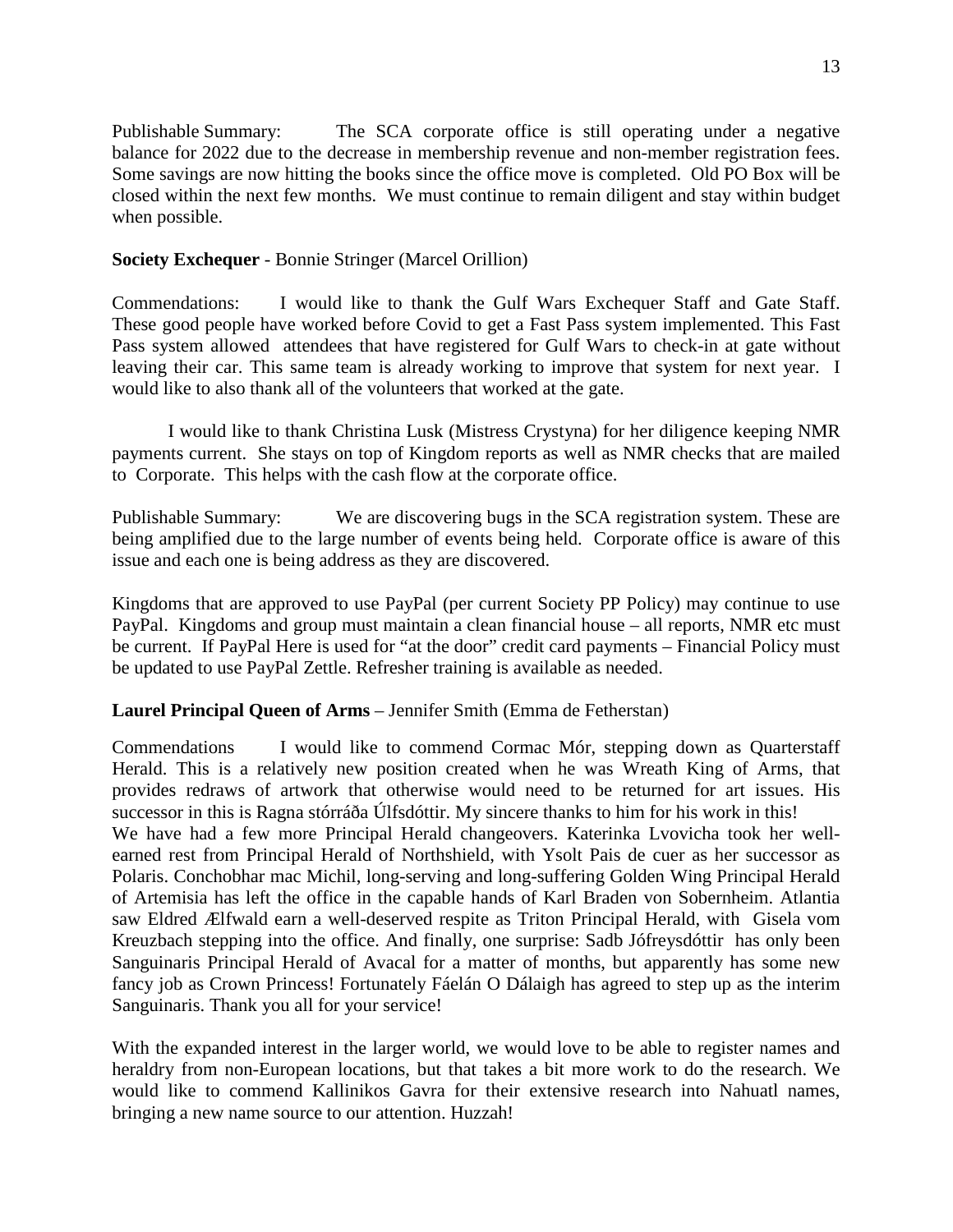Publishable Summary: The SCA corporate office is still operating under a negative balance for 2022 due to the decrease in membership revenue and non-member registration fees. Some savings are now hitting the books since the office move is completed. Old PO Box will be closed within the next few months. We must continue to remain diligent and stay within budget when possible.

**Society Exchequer** - Bonnie Stringer (Marcel Orillion)

Commendations: I would like to thank the Gulf Wars Exchequer Staff and Gate Staff. These good people have worked before Covid to get a Fast Pass system implemented. This Fast Pass system allowed attendees that have registered for Gulf Wars to check-in at gate without leaving their car. This same team is already working to improve that system for next year. I would like to also thank all of the volunteers that worked at the gate.

I would like to thank Christina Lusk (Mistress Crystyna) for her diligence keeping NMR payments current. She stays on top of Kingdom reports as well as NMR checks that are mailed to Corporate. This helps with the cash flow at the corporate office.

Publishable Summary: We are discovering bugs in the SCA registration system. These are being amplified due to the large number of events being held. Corporate office is aware of this issue and each one is being address as they are discovered.

Kingdoms that are approved to use PayPal (per current Society PP Policy) may continue to use PayPal. Kingdoms and group must maintain a clean financial house – all reports, NMR etc must be current. If PayPal Here is used for "at the door" credit card payments – Financial Policy must be updated to use PayPal Zettle. Refresher training is available as needed.

**Laurel Principal Queen of Arms** – Jennifer Smith (Emma de Fetherstan)

Commendations I would like to commend Cormac Mór, stepping down as Quarterstaff Herald. This is a relatively new position created when he was Wreath King of Arms, that provides redraws of artwork that otherwise would need to be returned for art issues. His successor in this is Ragna stórráða Úlfsdóttir. My sincere thanks to him for his work in this!
We have had a few more Principal Herald changeovers. Katerinka Lvovicha took her well-earned rest from Principal Herald of Northshield, with Ysolt Pais de cuer as her successor as Polaris. Conchobhar mac Michil, long-serving and long-suffering Golden Wing Principal Herald of Artemisia has left the office in the capable hands of Karl Braden von Sobernheim. Atlantia saw Eldred Ælfwald earn a well-deserved respite as Triton Principal Herald, with Gisela vom Kreuzbach stepping into the office. And finally, one surprise: Sadb Jófreysdóttir has only been Sanguinaris Principal Herald of Avacal for a matter of months, but apparently has some new fancy job as Crown Princess! Fortunately Fáelán O Dálaigh has agreed to step up as the interim Sanguinaris. Thank you all for your service!

With the expanded interest in the larger world, we would love to be able to register names and heraldry from non-European locations, but that takes a bit more work to do the research. We would like to commend Kallinikos Gavra for their extensive research into Nahuatl names, bringing a new name source to our attention. Huzzah!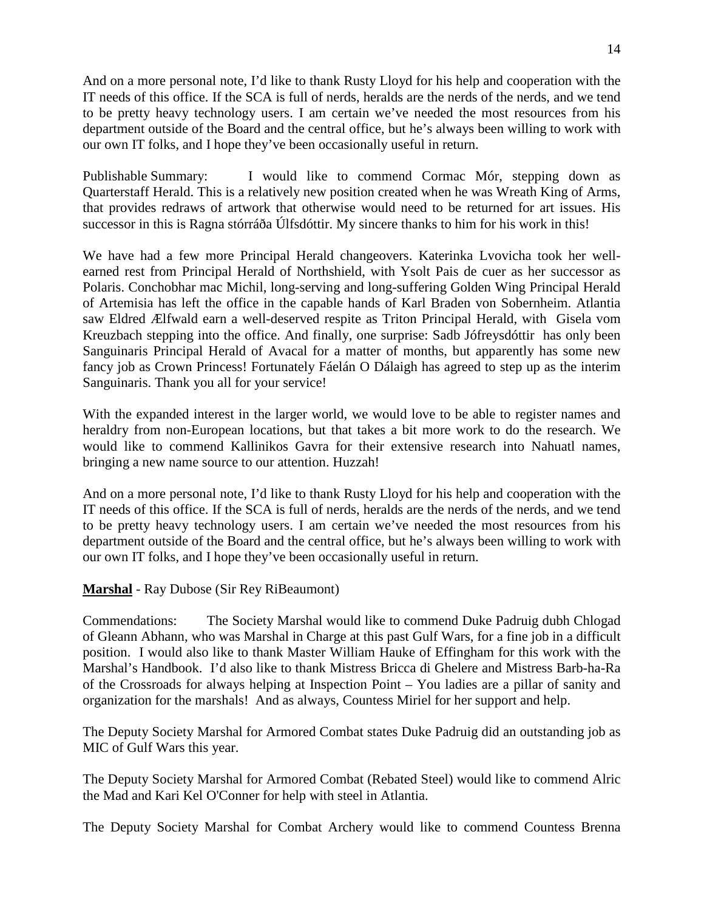And on a more personal note, I'd like to thank Rusty Lloyd for his help and cooperation with the IT needs of this office. If the SCA is full of nerds, heralds are the nerds of the nerds, and we tend to be pretty heavy technology users. I am certain we've needed the most resources from his department outside of the Board and the central office, but he's always been willing to work with our own IT folks, and I hope they've been occasionally useful in return.

Publishable Summary: I would like to commend Cormac Mór, stepping down as Quarterstaff Herald. This is a relatively new position created when he was Wreath King of Arms, that provides redraws of artwork that otherwise would need to be returned for art issues. His successor in this is Ragna stórráða Úlfsdóttir. My sincere thanks to him for his work in this!

We have had a few more Principal Herald changeovers. Katerinka Lvovicha took her well-earned rest from Principal Herald of Northshield, with Ysolt Pais de cuer as her successor as Polaris. Conchobhar mac Michil, long-serving and long-suffering Golden Wing Principal Herald of Artemisia has left the office in the capable hands of Karl Braden von Sobernheim. Atlantia saw Eldred Ælfwald earn a well-deserved respite as Triton Principal Herald, with Gisela vom Kreuzbach stepping into the office. And finally, one surprise: Sadb Jófreysdóttir has only been Sanguinaris Principal Herald of Avacal for a matter of months, but apparently has some new fancy job as Crown Princess! Fortunately Fáelán O Dálaigh has agreed to step up as the interim Sanguinaris. Thank you all for your service!

With the expanded interest in the larger world, we would love to be able to register names and heraldry from non-European locations, but that takes a bit more work to do the research. We would like to commend Kallinikos Gavra for their extensive research into Nahuatl names, bringing a new name source to our attention. Huzzah!

And on a more personal note, I'd like to thank Rusty Lloyd for his help and cooperation with the IT needs of this office. If the SCA is full of nerds, heralds are the nerds of the nerds, and we tend to be pretty heavy technology users. I am certain we've needed the most resources from his department outside of the Board and the central office, but he's always been willing to work with our own IT folks, and I hope they've been occasionally useful in return.

**Marshal** - Ray Dubose (Sir Rey RiBeaumont)

Commendations: The Society Marshal would like to commend Duke Padruig dubh Chlogad of Gleann Abhann, who was Marshal in Charge at this past Gulf Wars, for a fine job in a difficult position. I would also like to thank Master William Hauke of Effingham for this work with the Marshal's Handbook. I'd also like to thank Mistress Bricca di Ghelere and Mistress Barb-ha-Ra of the Crossroads for always helping at Inspection Point – You ladies are a pillar of sanity and organization for the marshals! And as always, Countess Miriel for her support and help.

The Deputy Society Marshal for Armored Combat states Duke Padruig did an outstanding job as MIC of Gulf Wars this year.

The Deputy Society Marshal for Armored Combat (Rebated Steel) would like to commend Alric the Mad and Kari Kel O'Conner for help with steel in Atlantia.

The Deputy Society Marshal for Combat Archery would like to commend Countess Brenna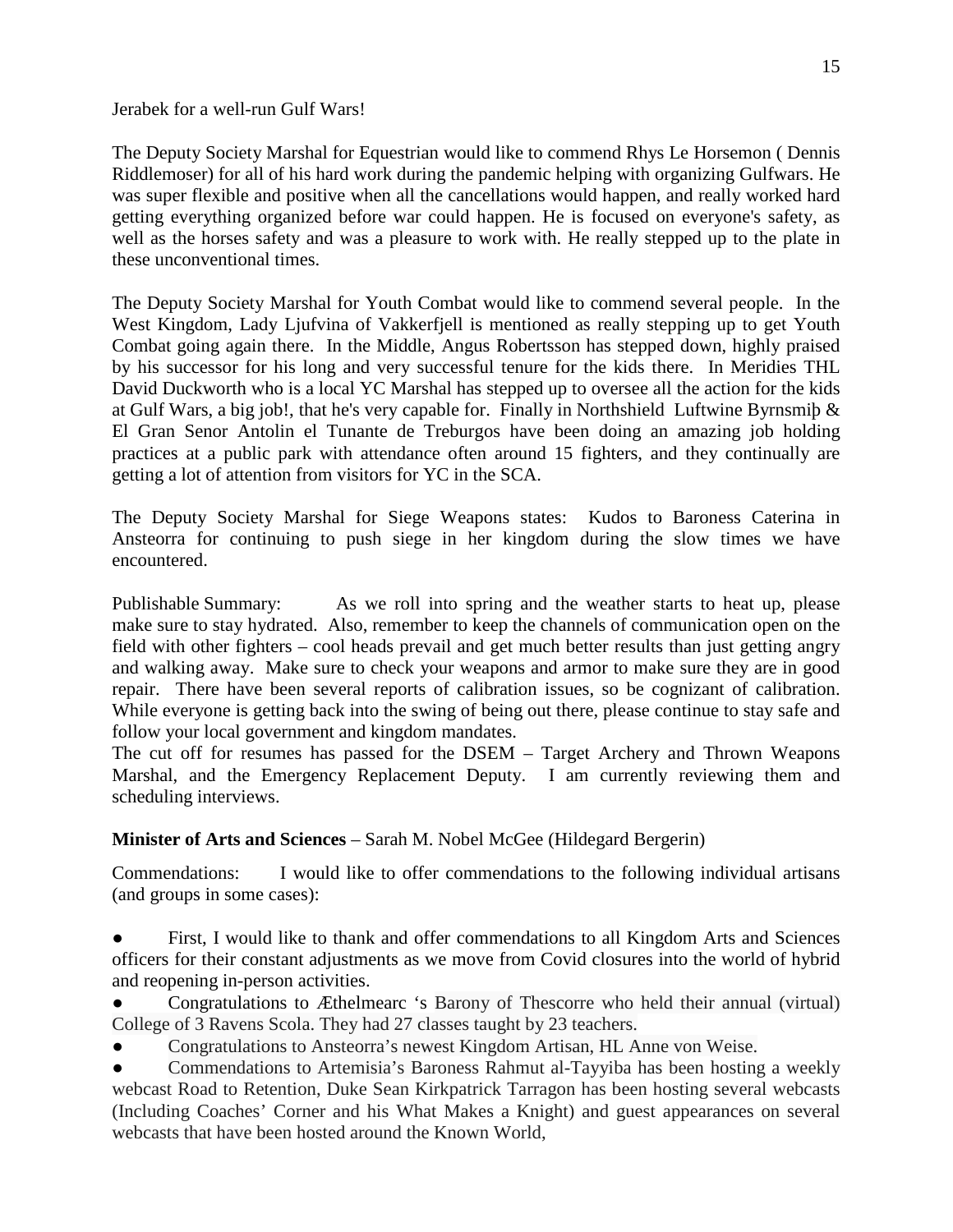Jerabek for a well-run Gulf Wars!

The Deputy Society Marshal for Equestrian would like to commend Rhys Le Horsemon ( Dennis Riddlemoser) for all of his hard work during the pandemic helping with organizing Gulfwars. He was super flexible and positive when all the cancellations would happen, and really worked hard getting everything organized before war could happen. He is focused on everyone's safety, as well as the horses safety and was a pleasure to work with. He really stepped up to the plate in these unconventional times.

The Deputy Society Marshal for Youth Combat would like to commend several people. In the West Kingdom, Lady Ljufvina of Vakkerfjell is mentioned as really stepping up to get Youth Combat going again there. In the Middle, Angus Robertsson has stepped down, highly praised by his successor for his long and very successful tenure for the kids there. In Meridies THL David Duckworth who is a local YC Marshal has stepped up to oversee all the action for the kids at Gulf Wars, a big job!, that he's very capable for. Finally in Northshield Luftwine Byrnsmiþ & El Gran Senor Antolin el Tunante de Treburgos have been doing an amazing job holding practices at a public park with attendance often around 15 fighters, and they continually are getting a lot of attention from visitors for YC in the SCA.

The Deputy Society Marshal for Siege Weapons states: Kudos to Baroness Caterina in Ansteorra for continuing to push siege in her kingdom during the slow times we have encountered.

Publishable Summary: As we roll into spring and the weather starts to heat up, please make sure to stay hydrated. Also, remember to keep the channels of communication open on the field with other fighters – cool heads prevail and get much better results than just getting angry and walking away. Make sure to check your weapons and armor to make sure they are in good repair. There have been several reports of calibration issues, so be cognizant of calibration. While everyone is getting back into the swing of being out there, please continue to stay safe and follow your local government and kingdom mandates.

The cut off for resumes has passed for the DSEM – Target Archery and Thrown Weapons Marshal, and the Emergency Replacement Deputy. I am currently reviewing them and scheduling interviews.

**Minister of Arts and Sciences** – Sarah M. Nobel McGee (Hildegard Bergerin)

Commendations: I would like to offer commendations to the following individual artisans (and groups in some cases):

- First, I would like to thank and offer commendations to all Kingdom Arts and Sciences officers for their constant adjustments as we move from Covid closures into the world of hybrid and reopening in-person activities.
- Congratulations to Æthelmearc ‘s Barony of Thescorre who held their annual (virtual) College of 3 Ravens Scola. They had 27 classes taught by 23 teachers.
- Congratulations to Ansteorra’s newest Kingdom Artisan, HL Anne von Weise.
- Commendations to Artemisia’s Baroness Rahmut al-Tayyiba has been hosting a weekly webcast Road to Retention, Duke Sean Kirkpatrick Tarragon has been hosting several webcasts (Including Coaches’ Corner and his What Makes a Knight) and guest appearances on several webcasts that have been hosted around the Known World,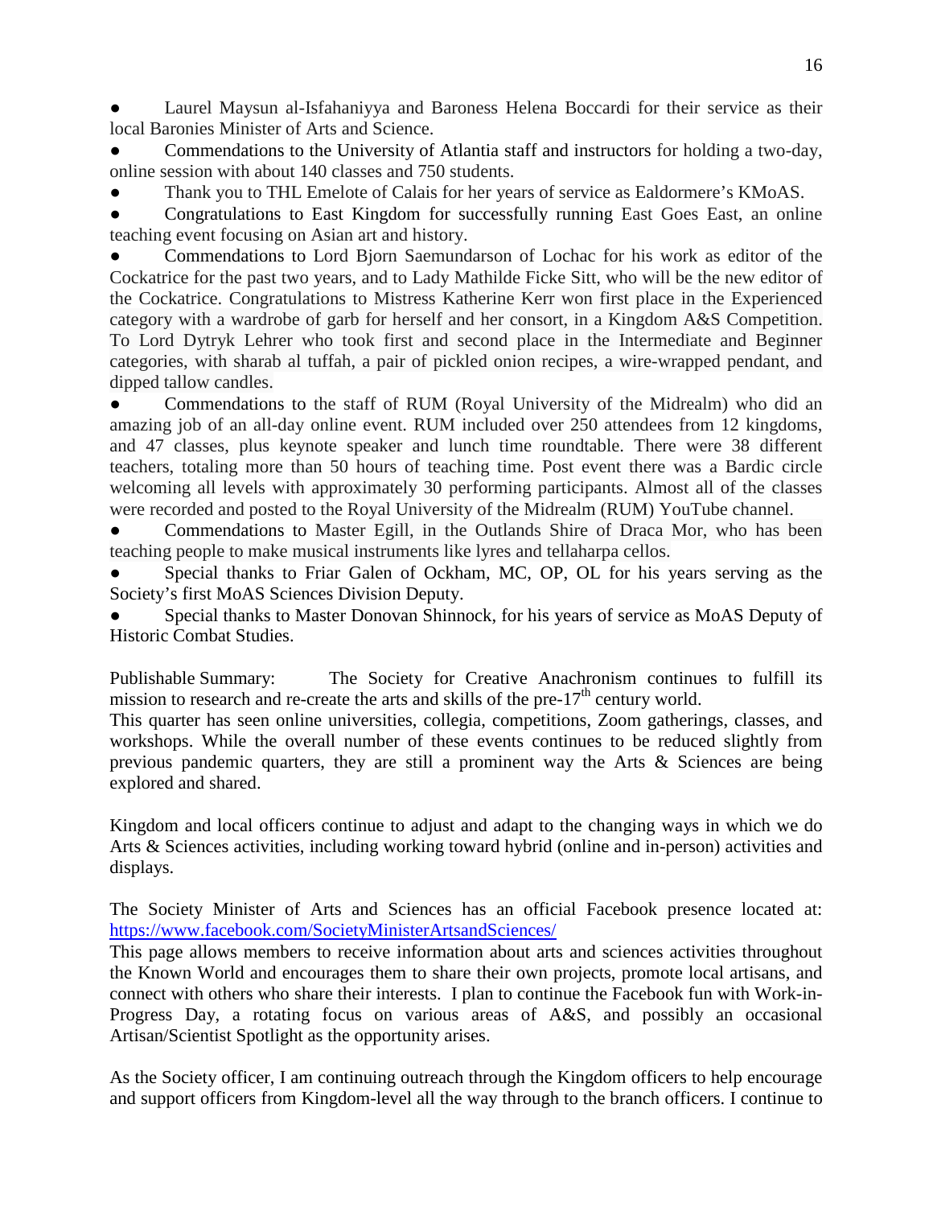- Laurel Maysun al-Isfahaniyya and Baroness Helena Boccardi for their service as their local Baronies Minister of Arts and Science.
- Commendations to the University of Atlantia staff and instructors for holding a two-day, online session with about 140 classes and 750 students.
- Thank you to THL Emelote of Calais for her years of service as Ealdormere's KMoAS.
- Congratulations to East Kingdom for successfully running East Goes East, an online teaching event focusing on Asian art and history.
- Commendations to Lord Bjorn Saemundarson of Lochac for his work as editor of the Cockatrice for the past two years, and to Lady Mathilde Ficke Sitt, who will be the new editor of the Cockatrice. Congratulations to Mistress Katherine Kerr won first place in the Experienced category with a wardrobe of garb for herself and her consort, in a Kingdom A&S Competition. To Lord Dytryk Lehrer who took first and second place in the Intermediate and Beginner categories, with sharab al tuffah, a pair of pickled onion recipes, a wire-wrapped pendant, and dipped tallow candles.
- Commendations to the staff of RUM (Royal University of the Midrealm) who did an amazing job of an all-day online event. RUM included over 250 attendees from 12 kingdoms, and 47 classes, plus keynote speaker and lunch time roundtable. There were 38 different teachers, totaling more than 50 hours of teaching time. Post event there was a Bardic circle welcoming all levels with approximately 30 performing participants. Almost all of the classes were recorded and posted to the Royal University of the Midrealm (RUM) YouTube channel.
- Commendations to Master Egill, in the Outlands Shire of Draca Mor, who has been teaching people to make musical instruments like lyres and tellaharpa cellos.
- Special thanks to Friar Galen of Ockham, MC, OP, OL for his years serving as the Society's first MoAS Sciences Division Deputy.
- Special thanks to Master Donovan Shinnock, for his years of service as MoAS Deputy of Historic Combat Studies.

Publishable Summary: The Society for Creative Anachronism continues to fulfill its mission to research and re-create the arts and skills of the pre-17th century world.
This quarter has seen online universities, collegia, competitions, Zoom gatherings, classes, and workshops. While the overall number of these events continues to be reduced slightly from previous pandemic quarters, they are still a prominent way the Arts & Sciences are being explored and shared.

Kingdom and local officers continue to adjust and adapt to the changing ways in which we do Arts & Sciences activities, including working toward hybrid (online and in-person) activities and displays.

The Society Minister of Arts and Sciences has an official Facebook presence located at: https://www.facebook.com/SocietyMinisterArtsandSciences/
This page allows members to receive information about arts and sciences activities throughout the Known World and encourages them to share their own projects, promote local artisans, and connect with others who share their interests. I plan to continue the Facebook fun with Work-in-Progress Day, a rotating focus on various areas of A&S, and possibly an occasional Artisan/Scientist Spotlight as the opportunity arises.

As the Society officer, I am continuing outreach through the Kingdom officers to help encourage and support officers from Kingdom-level all the way through to the branch officers. I continue to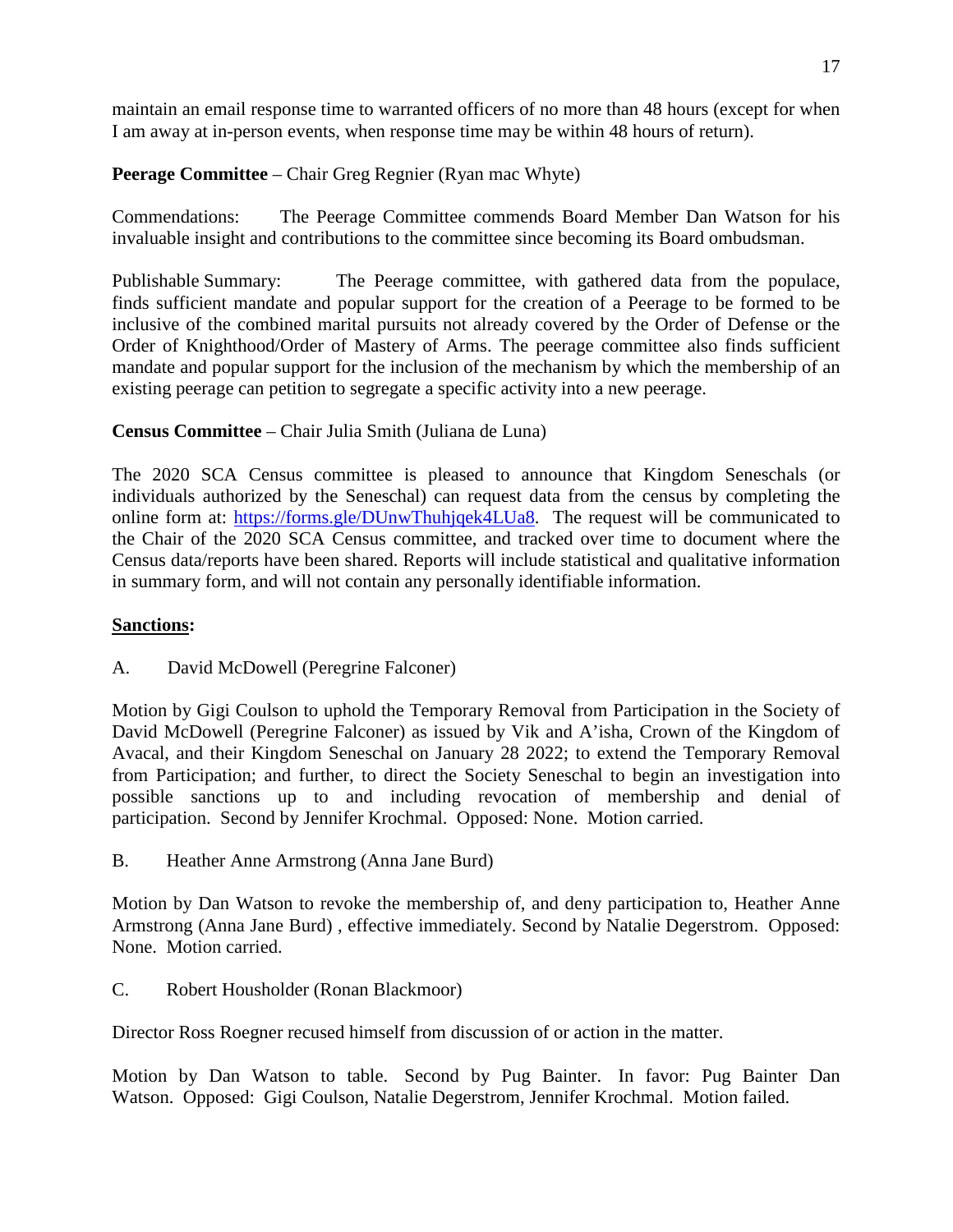maintain an email response time to warranted officers of no more than 48 hours (except for when I am away at in-person events, when response time may be within 48 hours of return).

**Peerage Committee** – Chair Greg Regnier (Ryan mac Whyte)

Commendations: The Peerage Committee commends Board Member Dan Watson for his invaluable insight and contributions to the committee since becoming its Board ombudsman.

Publishable Summary: The Peerage committee, with gathered data from the populace, finds sufficient mandate and popular support for the creation of a Peerage to be formed to be inclusive of the combined marital pursuits not already covered by the Order of Defense or the Order of Knighthood/Order of Mastery of Arms. The peerage committee also finds sufficient mandate and popular support for the inclusion of the mechanism by which the membership of an existing peerage can petition to segregate a specific activity into a new peerage.

**Census Committee** – Chair Julia Smith (Juliana de Luna)

The 2020 SCA Census committee is pleased to announce that Kingdom Seneschals (or individuals authorized by the Seneschal) can request data from the census by completing the online form at: [https://forms.gle/DUnwThuhjqek4LUa8](https://forms.gle/DUnwThuhjqek4LUa8). The request will be communicated to the Chair of the 2020 SCA Census committee, and tracked over time to document where the Census data/reports have been shared. Reports will include statistical and qualitative information in summary form, and will not contain any personally identifiable information.

**Sanctions:**

A. David McDowell (Peregrine Falconer)

Motion by Gigi Coulson to uphold the Temporary Removal from Participation in the Society of David McDowell (Peregrine Falconer) as issued by Vik and A'isha, Crown of the Kingdom of Avacal, and their Kingdom Seneschal on January 28 2022; to extend the Temporary Removal from Participation; and further, to direct the Society Seneschal to begin an investigation into possible sanctions up to and including revocation of membership and denial of participation. Second by Jennifer Krochmal. Opposed: None. Motion carried.

B. Heather Anne Armstrong (Anna Jane Burd)

Motion by Dan Watson to revoke the membership of, and deny participation to, Heather Anne Armstrong (Anna Jane Burd) , effective immediately. Second by Natalie Degerstrom. Opposed: None. Motion carried.

C. Robert Housholder (Ronan Blackmoor)

Director Ross Roegner recused himself from discussion of or action in the matter.

Motion by Dan Watson to table. Second by Pug Bainter. In favor: Pug Bainter Dan Watson. Opposed: Gigi Coulson, Natalie Degerstrom, Jennifer Krochmal. Motion failed.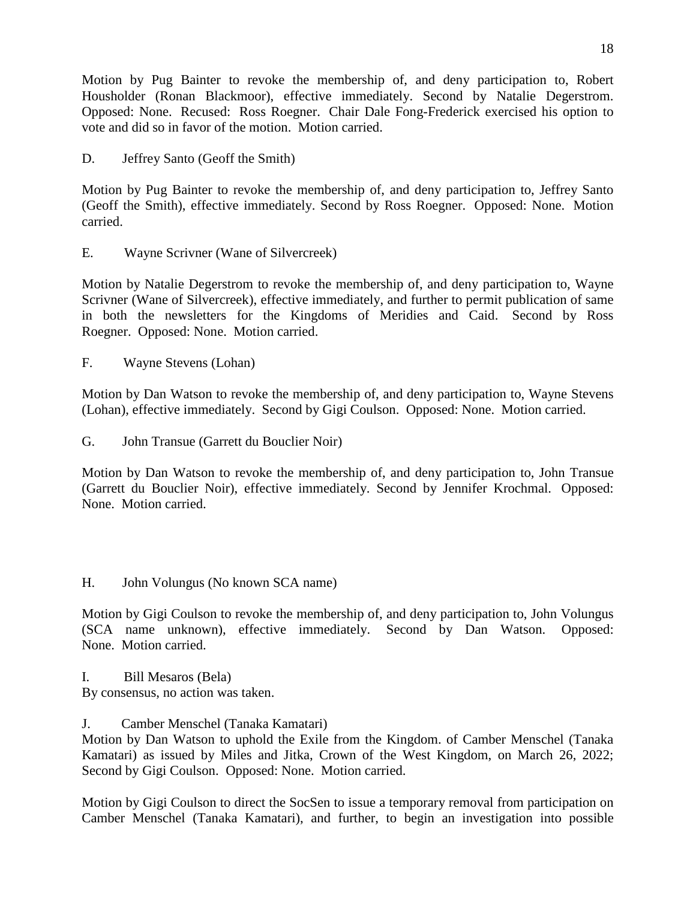Motion by Pug Bainter to revoke the membership of, and deny participation to, Robert Housholder (Ronan Blackmoor), effective immediately. Second by Natalie Degerstrom. Opposed: None. Recused: Ross Roegner. Chair Dale Fong-Frederick exercised his option to vote and did so in favor of the motion. Motion carried.

D. Jeffrey Santo (Geoff the Smith)

Motion by Pug Bainter to revoke the membership of, and deny participation to, Jeffrey Santo (Geoff the Smith), effective immediately. Second by Ross Roegner. Opposed: None. Motion carried.

E. Wayne Scrivner (Wane of Silvercreek)

Motion by Natalie Degerstrom to revoke the membership of, and deny participation to, Wayne Scrivner (Wane of Silvercreek), effective immediately, and further to permit publication of same in both the newsletters for the Kingdoms of Meridies and Caid. Second by Ross Roegner. Opposed: None. Motion carried.

F. Wayne Stevens (Lohan)

Motion by Dan Watson to revoke the membership of, and deny participation to, Wayne Stevens (Lohan), effective immediately. Second by Gigi Coulson. Opposed: None. Motion carried.

G. John Transue (Garrett du Bouclier Noir)

Motion by Dan Watson to revoke the membership of, and deny participation to, John Transue (Garrett du Bouclier Noir), effective immediately. Second by Jennifer Krochmal. Opposed: None. Motion carried.

H. John Volungus (No known SCA name)

Motion by Gigi Coulson to revoke the membership of, and deny participation to, John Volungus (SCA name unknown), effective immediately. Second by Dan Watson. Opposed: None. Motion carried.

I. Bill Mesaros (Bela)
By consensus, no action was taken.

J. Camber Menschel (Tanaka Kamatari)
Motion by Dan Watson to uphold the Exile from the Kingdom. of Camber Menschel (Tanaka Kamatari) as issued by Miles and Jitka, Crown of the West Kingdom, on March 26, 2022; Second by Gigi Coulson. Opposed: None. Motion carried.

Motion by Gigi Coulson to direct the SocSen to issue a temporary removal from participation on Camber Menschel (Tanaka Kamatari), and further, to begin an investigation into possible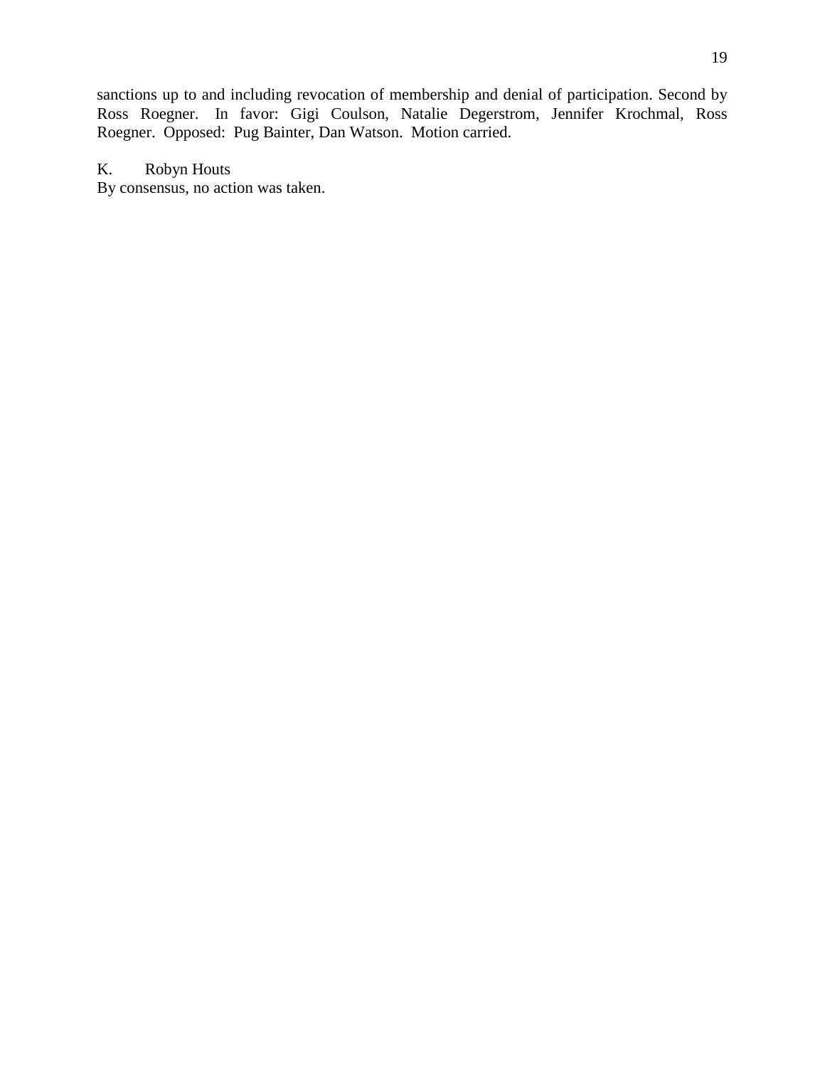sanctions up to and including revocation of membership and denial of participation. Second by Ross Roegner. In favor: Gigi Coulson, Natalie Degerstrom, Jennifer Krochmal, Ross Roegner. Opposed: Pug Bainter, Dan Watson. Motion carried.

K. Robyn Houts

By consensus, no action was taken.